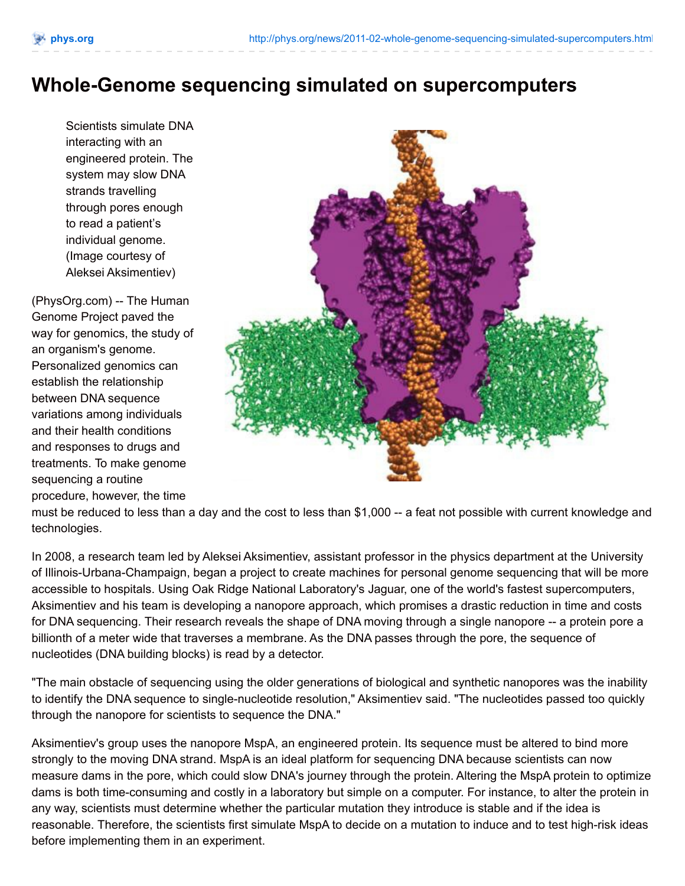# Whole-Genome sequencing simulated on supercomputers

Scientists simulate DNA interacting with an engineered protein. The system may slow DNA strands travelling through pores enough to read a patient's individual genome. (Image courtesy of Aleksei Aksimentiev)

(PhysOrg.com) -- The Human Genome Project paved the way for genomics, the study of an organism's genome. Personalized genomics can establish the relationship between DNA sequence variations among individuals and their health conditions and responses to drugs and treatments. To make genome sequencing a routine procedure, however, the time must be reduced to less than a day and the cost to less than $1,000 -- a feat not possible with current knowledge and technologies.

In 2008, a research team led by Aleksei Aksimentiev, assistant professor in the physics department at the University of Illinois-Urbana-Champaign, began a project to create machines for personal genome sequencing that will be more accessible to hospitals. Using Oak Ridge National Laboratory's Jaguar, one of the world's fastest supercomputers, Aksimentiev and his team is developing a nanopore approach, which promises a drastic reduction in time and costs for DNA sequencing. Their research reveals the shape of DNA moving through a single nanopore -- a protein pore a billionth of a meter wide that traverses a membrane. As the DNA passes through the pore, the sequence of nucleotides (DNA building blocks) is read by a detector.

"The main obstacle of sequencing using the older generations of biological and synthetic nanopores was the inability to identify the DNA sequence to single-nucleotide resolution," Aksimentiev said. "The nucleotides passed too quickly through the nanopore for scientists to sequence the DNA."

Aksimentiev's group uses the nanopore MspA, an engineered protein. Its sequence must be altered to bind more strongly to the moving DNA strand. MspA is an ideal platform for sequencing DNA because scientists can now measure dams in the pore, which could slow DNA's journey through the protein. Altering the MspA protein to optimize dams is both time-consuming and costly in a laboratory but simple on a computer. For instance, to alter the protein in any way, scientists must determine whether the particular mutation they introduce is stable and if the idea is reasonable. Therefore, the scientists first simulate MspA to decide on a mutation to induce and to test high-risk ideas before implementing them in an experiment.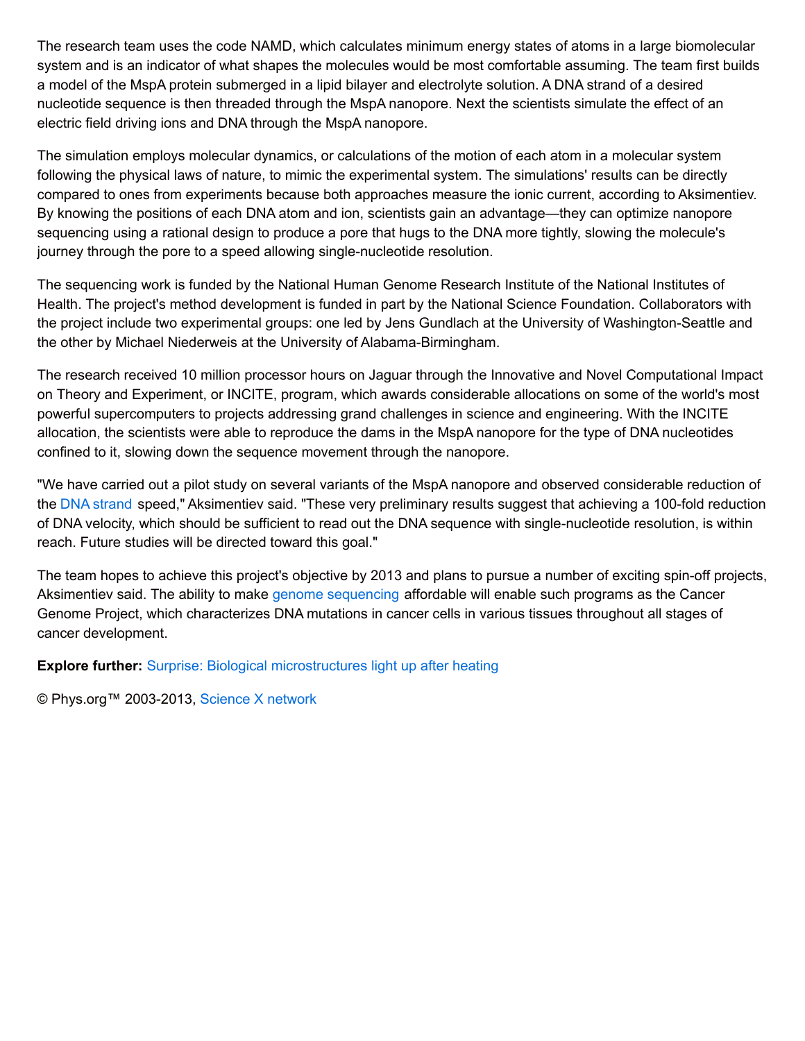The research team uses the code NAMD, which calculates minimum energy states of atoms in a large biomolecular system and is an indicator of what shapes the molecules would be most comfortable assuming. The team first builds a model of the MspA protein submerged in a lipid bilayer and electrolyte solution. A DNA strand of a desired nucleotide sequence is then threaded through the MspA nanopore. Next the scientists simulate the effect of an electric field driving ions and DNA through the MspA nanopore.

The simulation employs molecular dynamics, or calculations of the motion of each atom in a molecular system following the physical laws of nature, to mimic the experimental system. The simulations' results can be directly compared to ones from experiments because both approaches measure the ionic current, according to Aksimentiev. By knowing the positions of each DNA atom and ion, scientists gain an advantage—they can optimize nanopore sequencing using a rational design to produce a pore that hugs to the DNA more tightly, slowing the molecule's journey through the pore to a speed allowing single-nucleotide resolution.

The sequencing work is funded by the National Human Genome Research Institute of the National Institutes of Health. The project's method development is funded in part by the National Science Foundation. Collaborators with the project include two experimental groups: one led by Jens Gundlach at the University of Washington-Seattle and the other by Michael Niederweis at the University of Alabama-Birmingham.

The research received 10 million processor hours on Jaguar through the Innovative and Novel Computational Impact on Theory and Experiment, or INCITE, program, which awards considerable allocations on some of the world's most powerful supercomputers to projects addressing grand challenges in science and engineering. With the INCITE allocation, the scientists were able to reproduce the dams in the MspA nanopore for the type of DNA nucleotides confined to it, slowing down the sequence movement through the nanopore.

"We have carried out a pilot study on several variants of the MspA nanopore and observed considerable reduction of the DNA strand speed," Aksimentiev said. "These very preliminary results suggest that achieving a 100-fold reduction of DNA velocity, which should be sufficient to read out the DNA sequence with single-nucleotide resolution, is within reach. Future studies will be directed toward this goal."

The team hopes to achieve this project's objective by 2013 and plans to pursue a number of exciting spin-off projects, Aksimentiev said. The ability to make genome sequencing affordable will enable such programs as the Cancer Genome Project, which characterizes DNA mutations in cancer cells in various tissues throughout all stages of cancer development.

**Explore further:** Surprise: Biological microstructures light up after heating

© Phys.org™ 2003-2013, Science X network